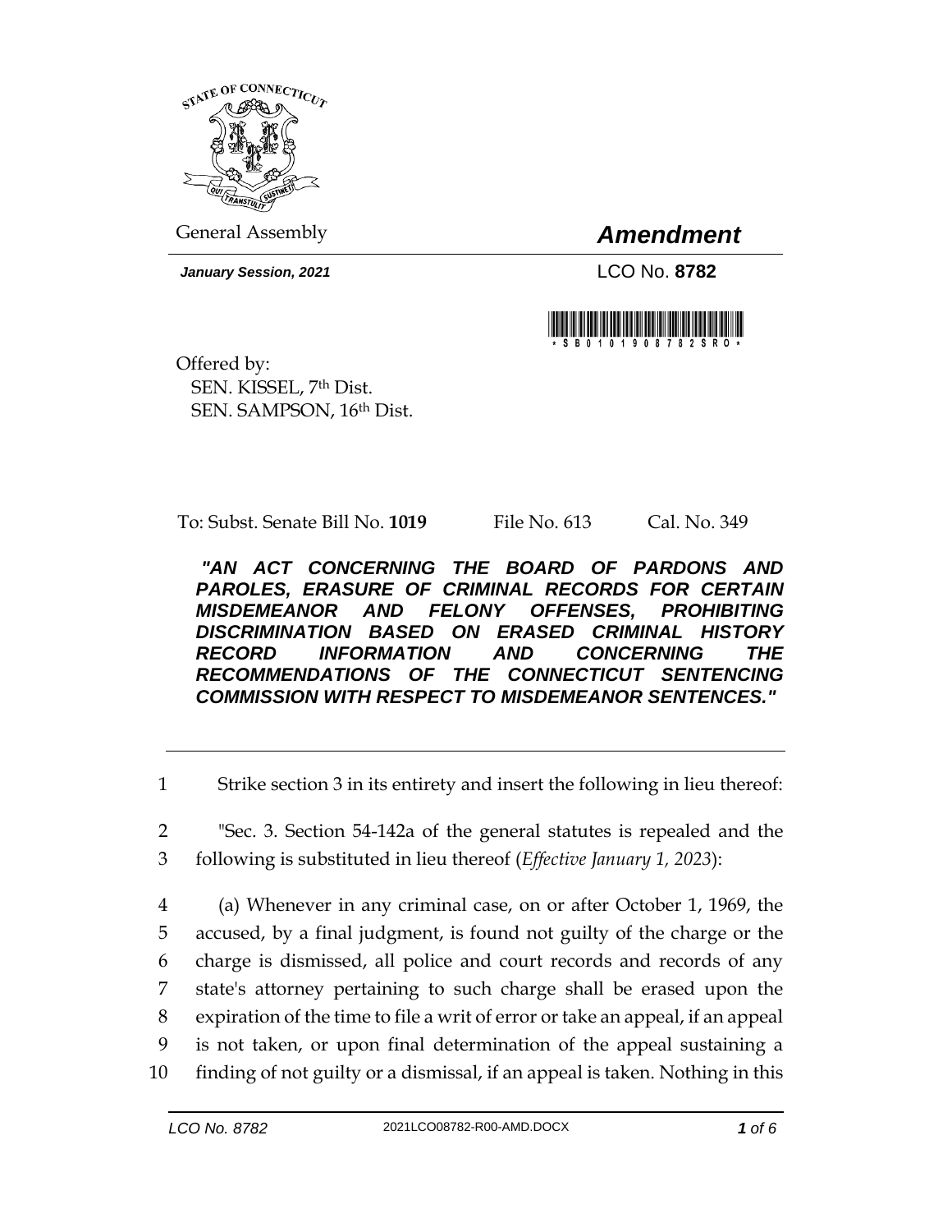General Assembly

# *Amendment*

***January Session, 2021***

LCO No. **8782**

Offered by:
SEN. KISSEL, 7th Dist.
SEN. SAMPSON, 16th Dist.

To: Subst. Senate Bill No. **1019** File No. 613 Cal. No. 349

***"AN ACT CONCERNING THE BOARD OF PARDONS AND PAROLES, ERASURE OF CRIMINAL RECORDS FOR CERTAIN MISDEMEANOR AND FELONY OFFENSES, PROHIBITING DISCRIMINATION BASED ON ERASED CRIMINAL HISTORY RECORD INFORMATION AND CONCERNING THE RECOMMENDATIONS OF THE CONNECTICUT SENTENCING COMMISSION WITH RESPECT TO MISDEMEANOR SENTENCES."***

---

1 Strike section 3 in its entirety and insert the following in lieu thereof:

2 "Sec. 3. Section 54-142a of the general statutes is repealed and the
3 following is substituted in lieu thereof (*Effective January 1, 2023*):

4 (a) Whenever in any criminal case, on or after October 1, 1969, the
5 accused, by a final judgment, is found not guilty of the charge or the
6 charge is dismissed, all police and court records and records of any
7 state's attorney pertaining to such charge shall be erased upon the
8 expiration of the time to file a writ of error or take an appeal, if an appeal
9 is not taken, or upon final determination of the appeal sustaining a
10 finding of not guilty or a dismissal, if an appeal is taken. Nothing in this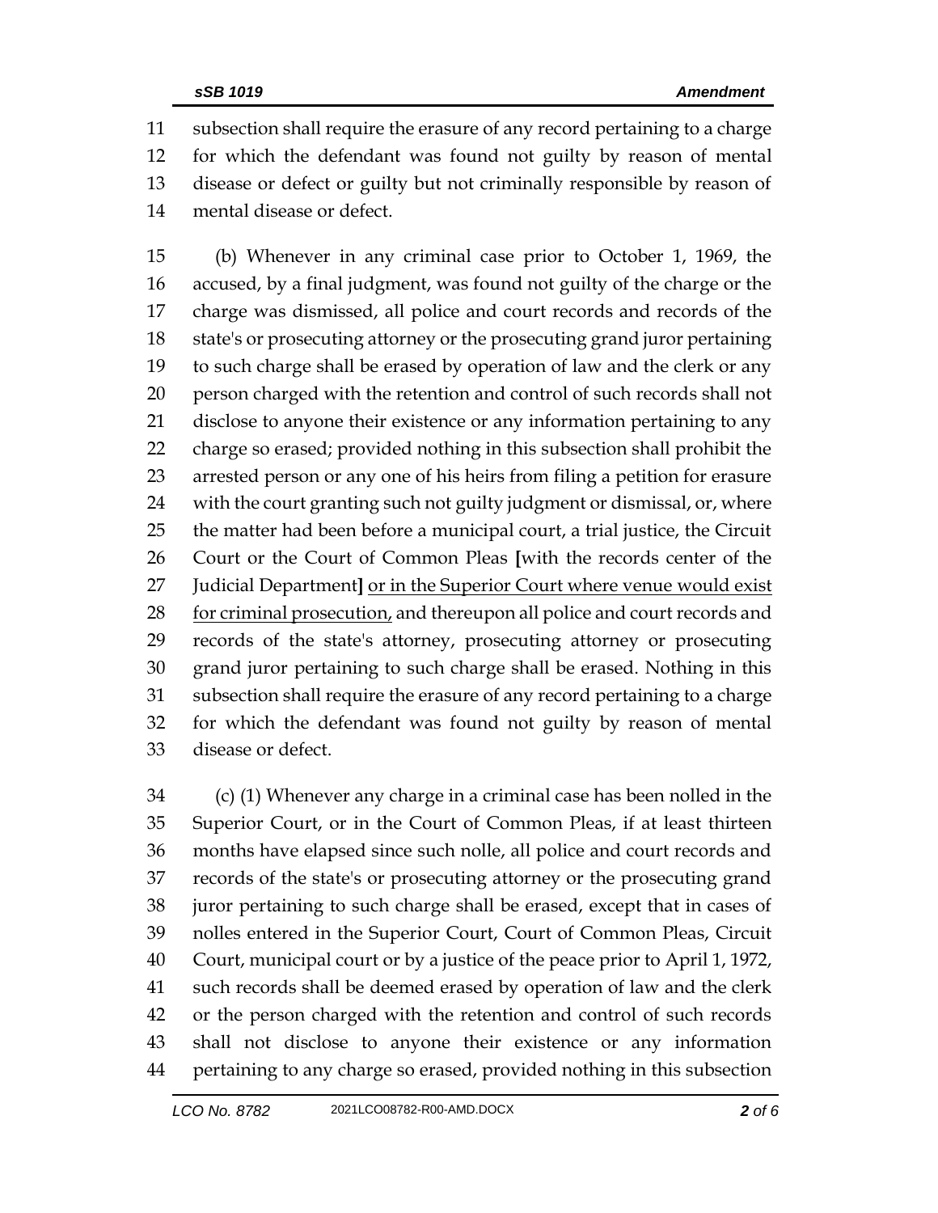subsection shall require the erasure of any record pertaining to a charge for which the defendant was found not guilty by reason of mental disease or defect or guilty but not criminally responsible by reason of mental disease or defect.

(b) Whenever in any criminal case prior to October 1, 1969, the accused, by a final judgment, was found not guilty of the charge or the charge was dismissed, all police and court records and records of the state's or prosecuting attorney or the prosecuting grand juror pertaining to such charge shall be erased by operation of law and the clerk or any person charged with the retention and control of such records shall not disclose to anyone their existence or any information pertaining to any charge so erased; provided nothing in this subsection shall prohibit the arrested person or any one of his heirs from filing a petition for erasure with the court granting such not guilty judgment or dismissal, or, where the matter had been before a municipal court, a trial justice, the Circuit Court or the Court of Common Pleas **[**with the records center of the Judicial Department**]** <u>or in the Superior Court where venue would exist for criminal prosecution,</u> and thereupon all police and court records and records of the state's attorney, prosecuting attorney or prosecuting grand juror pertaining to such charge shall be erased. Nothing in this subsection shall require the erasure of any record pertaining to a charge for which the defendant was found not guilty by reason of mental disease or defect.

(c) (1) Whenever any charge in a criminal case has been nolled in the Superior Court, or in the Court of Common Pleas, if at least thirteen months have elapsed since such nolle, all police and court records and records of the state's or prosecuting attorney or the prosecuting grand juror pertaining to such charge shall be erased, except that in cases of nolles entered in the Superior Court, Court of Common Pleas, Circuit Court, municipal court or by a justice of the peace prior to April 1, 1972, such records shall be deemed erased by operation of law and the clerk or the person charged with the retention and control of such records shall not disclose to anyone their existence or any information pertaining to any charge so erased, provided nothing in this subsection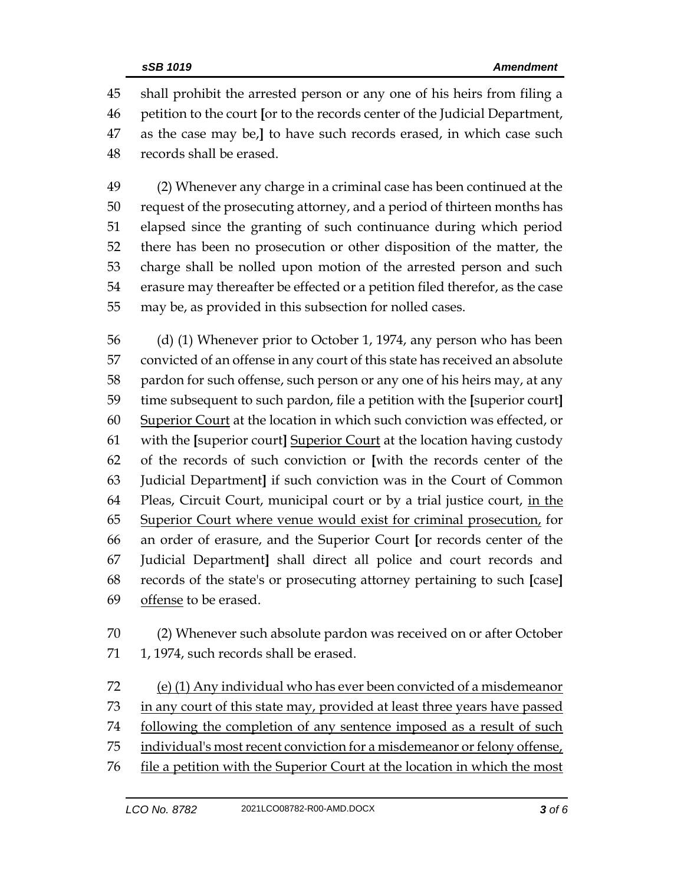shall prohibit the arrested person or any one of his heirs from filing a petition to the court [or to the records center of the Judicial Department, as the case may be,] to have such records erased, in which case such records shall be erased.

(2) Whenever any charge in a criminal case has been continued at the request of the prosecuting attorney, and a period of thirteen months has elapsed since the granting of such continuance during which period there has been no prosecution or other disposition of the matter, the charge shall be nolled upon motion of the arrested person and such erasure may thereafter be effected or a petition filed therefor, as the case may be, as provided in this subsection for nolled cases.

(d) (1) Whenever prior to October 1, 1974, any person who has been convicted of an offense in any court of this state has received an absolute pardon for such offense, such person or any one of his heirs may, at any time subsequent to such pardon, file a petition with the [superior court] <u>Superior Court</u> at the location in which such conviction was effected, or with the [superior court] <u>Superior Court</u> at the location having custody of the records of such conviction or [with the records center of the Judicial Department] if such conviction was in the Court of Common Pleas, Circuit Court, municipal court or by a trial justice court, <u>in the Superior Court where venue would exist for criminal prosecution,</u> for an order of erasure, and the Superior Court [or records center of the Judicial Department] shall direct all police and court records and records of the state's or prosecuting attorney pertaining to such [case] <u>offense</u> to be erased.

(2) Whenever such absolute pardon was received on or after October 1, 1974, such records shall be erased.

<u>(e) (1) Any individual who has ever been convicted of a misdemeanor in any court of this state may, provided at least three years have passed following the completion of any sentence imposed as a result of such individual's most recent conviction for a misdemeanor or felony offense, file a petition with the Superior Court at the location in which the most</u>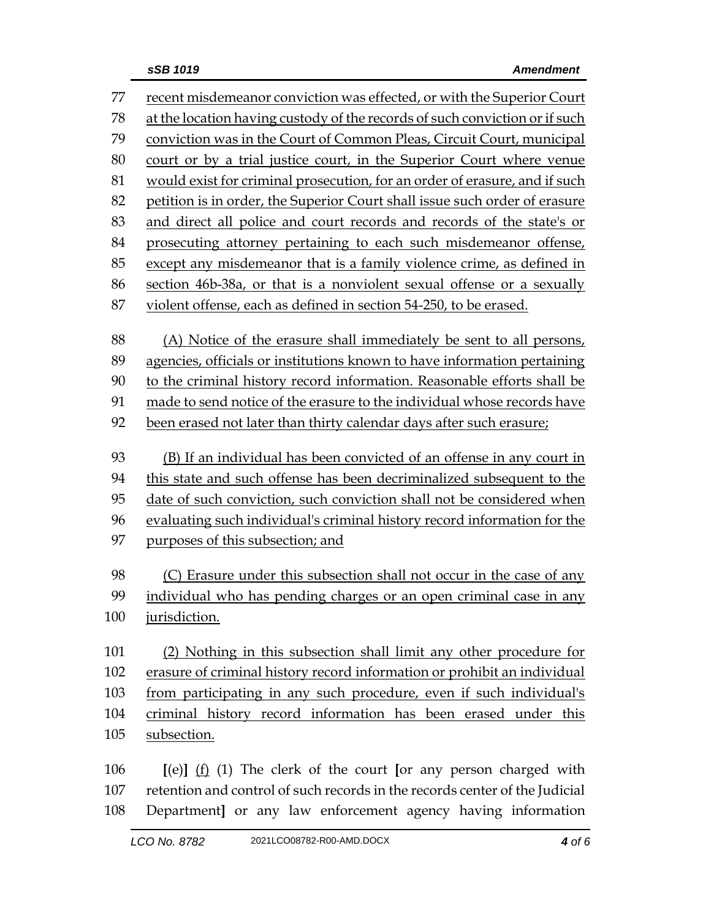recent misdemeanor conviction was effected, or with the Superior Court at the location having custody of the records of such conviction or if such conviction was in the Court of Common Pleas, Circuit Court, municipal court or by a trial justice court, in the Superior Court where venue would exist for criminal prosecution, for an order of erasure, and if such petition is in order, the Superior Court shall issue such order of erasure and direct all police and court records and records of the state's or prosecuting attorney pertaining to each such misdemeanor offense, except any misdemeanor that is a family violence crime, as defined in section 46b-38a, or that is a nonviolent sexual offense or a sexually violent offense, each as defined in section 54-250, to be erased.

(A) Notice of the erasure shall immediately be sent to all persons, agencies, officials or institutions known to have information pertaining to the criminal history record information. Reasonable efforts shall be made to send notice of the erasure to the individual whose records have been erased not later than thirty calendar days after such erasure;

(B) If an individual has been convicted of an offense in any court in this state and such offense has been decriminalized subsequent to the date of such conviction, such conviction shall not be considered when evaluating such individual's criminal history record information for the purposes of this subsection; and

(C) Erasure under this subsection shall not occur in the case of any individual who has pending charges or an open criminal case in any jurisdiction.

(2) Nothing in this subsection shall limit any other procedure for erasure of criminal history record information or prohibit an individual from participating in any such procedure, even if such individual's criminal history record information has been erased under this subsection.

[(e)] (f) (1) The clerk of the court [or any person charged with retention and control of such records in the records center of the Judicial Department] or any law enforcement agency having information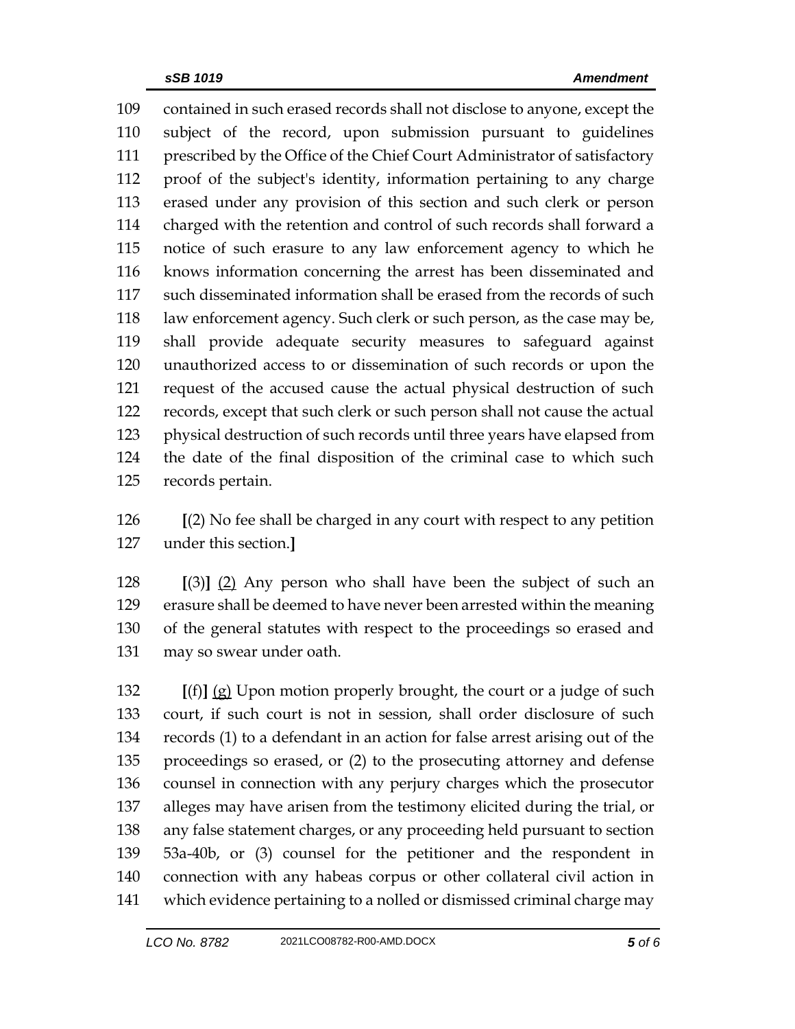109 contained in such erased records shall not disclose to anyone, except the
110 subject of the record, upon submission pursuant to guidelines
111 prescribed by the Office of the Chief Court Administrator of satisfactory
112 proof of the subject's identity, information pertaining to any charge
113 erased under any provision of this section and such clerk or person
114 charged with the retention and control of such records shall forward a
115 notice of such erasure to any law enforcement agency to which he
116 knows information concerning the arrest has been disseminated and
117 such disseminated information shall be erased from the records of such
118 law enforcement agency. Such clerk or such person, as the case may be,
119 shall provide adequate security measures to safeguard against
120 unauthorized access to or dissemination of such records or upon the
121 request of the accused cause the actual physical destruction of such
122 records, except that such clerk or such person shall not cause the actual
123 physical destruction of such records until three years have elapsed from
124 the date of the final disposition of the criminal case to which such
125 records pertain.

126 **[**(2) No fee shall be charged in any court with respect to any petition
127 under this section.**]**

128 **[**(3)**]** (2) Any person who shall have been the subject of such an
129 erasure shall be deemed to have never been arrested within the meaning
130 of the general statutes with respect to the proceedings so erased and
131 may so swear under oath.

132 **[**(f)**]** (g) Upon motion properly brought, the court or a judge of such
133 court, if such court is not in session, shall order disclosure of such
134 records (1) to a defendant in an action for false arrest arising out of the
135 proceedings so erased, or (2) to the prosecuting attorney and defense
136 counsel in connection with any perjury charges which the prosecutor
137 alleges may have arisen from the testimony elicited during the trial, or
138 any false statement charges, or any proceeding held pursuant to section
139 53a-40b, or (3) counsel for the petitioner and the respondent in
140 connection with any habeas corpus or other collateral civil action in
141 which evidence pertaining to a nolled or dismissed criminal charge may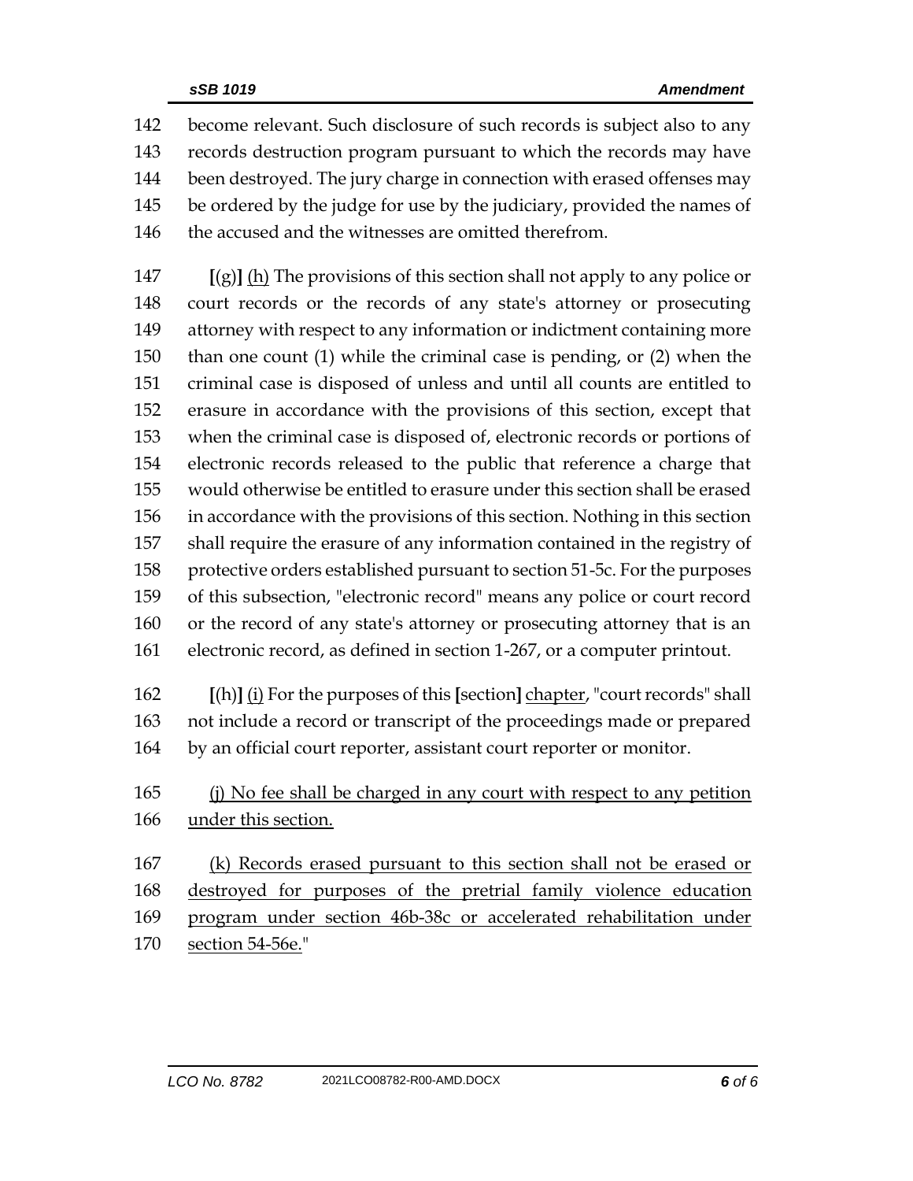142 become relevant. Such disclosure of such records is subject also to any
143 records destruction program pursuant to which the records may have
144 been destroyed. The jury charge in connection with erased offenses may
145 be ordered by the judge for use by the judiciary, provided the names of
146 the accused and the witnesses are omitted therefrom.

147 **[**(g)**]** <u>(h)</u> The provisions of this section shall not apply to any police or
148 court records or the records of any state's attorney or prosecuting
149 attorney with respect to any information or indictment containing more
150 than one count (1) while the criminal case is pending, or (2) when the
151 criminal case is disposed of unless and until all counts are entitled to
152 erasure in accordance with the provisions of this section, except that
153 when the criminal case is disposed of, electronic records or portions of
154 electronic records released to the public that reference a charge that
155 would otherwise be entitled to erasure under this section shall be erased
156 in accordance with the provisions of this section. Nothing in this section
157 shall require the erasure of any information contained in the registry of
158 protective orders established pursuant to section 51-5c. For the purposes
159 of this subsection, "electronic record" means any police or court record
160 or the record of any state's attorney or prosecuting attorney that is an
161 electronic record, as defined in section 1-267, or a computer printout.

162 **[**(h)**]** <u>(i)</u> For the purposes of this **[**section**]** <u>chapter</u>, "court records" shall
163 not include a record or transcript of the proceedings made or prepared
164 by an official court reporter, assistant court reporter or monitor.

165 <u>(j) No fee shall be charged in any court with respect to any petition</u>
166 <u>under this section.</u>

167 <u>(k) Records erased pursuant to this section shall not be erased or</u>
168 <u>destroyed for purposes of the pretrial family violence education</u>
169 <u>program under section 46b-38c or accelerated rehabilitation under</u>
170 <u>section 54-56e.</u>"